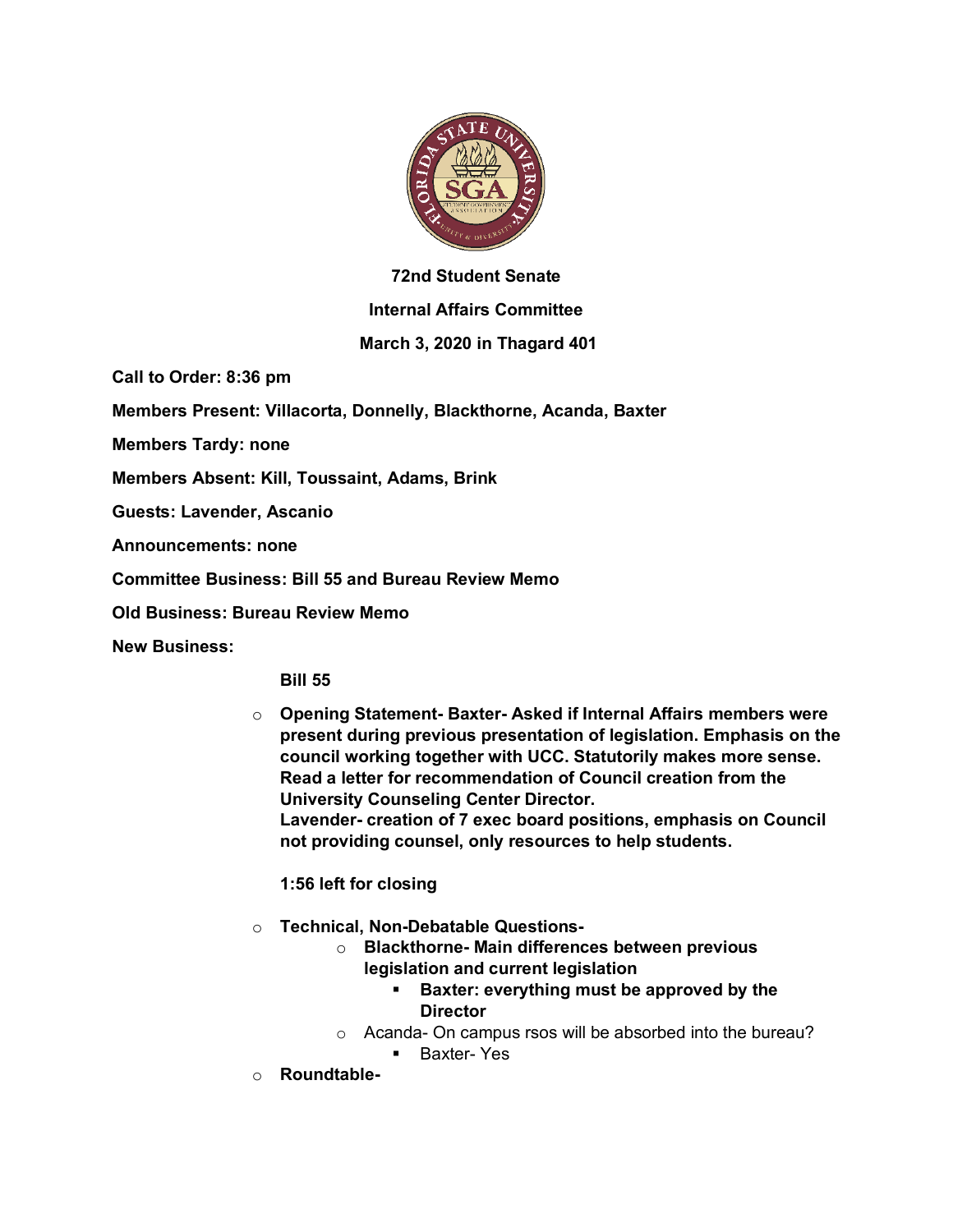**72nd Student Senate**

**Internal Affairs Committee**

**March 3, 2020 in Thagard 401**

**Call to Order: 8:36 pm**

**Members Present: Villacorta, Donnelly, Blackthorne, Acanda, Baxter**

**Members Tardy: none**

**Members Absent: Kill, Toussaint, Adams, Brink**

**Guests: Lavender, Ascanio**

**Announcements: none**

**Committee Business: Bill 55 and Bureau Review Memo**

**Old Business: Bureau Review Memo**

**New Business:**

**Bill 55**

- **Opening Statement- Baxter- Asked if Internal Affairs members were present during previous presentation of legislation. Emphasis on the council working together with UCC. Statutorily makes more sense. Read a letter for recommendation of Council creation from the University Counseling Center Director.**
  **Lavender- creation of 7 exec board positions, emphasis on Council not providing counsel, only resources to help students.**

  **1:56 left for closing**

- **Technical, Non-Debatable Questions-**
  - **Blackthorne- Main differences between previous legislation and current legislation**
    - **Baxter: everything must be approved by the Director**
  - Acanda- On campus rsos will be absorbed into the bureau?
    - Baxter- Yes
- **Roundtable-**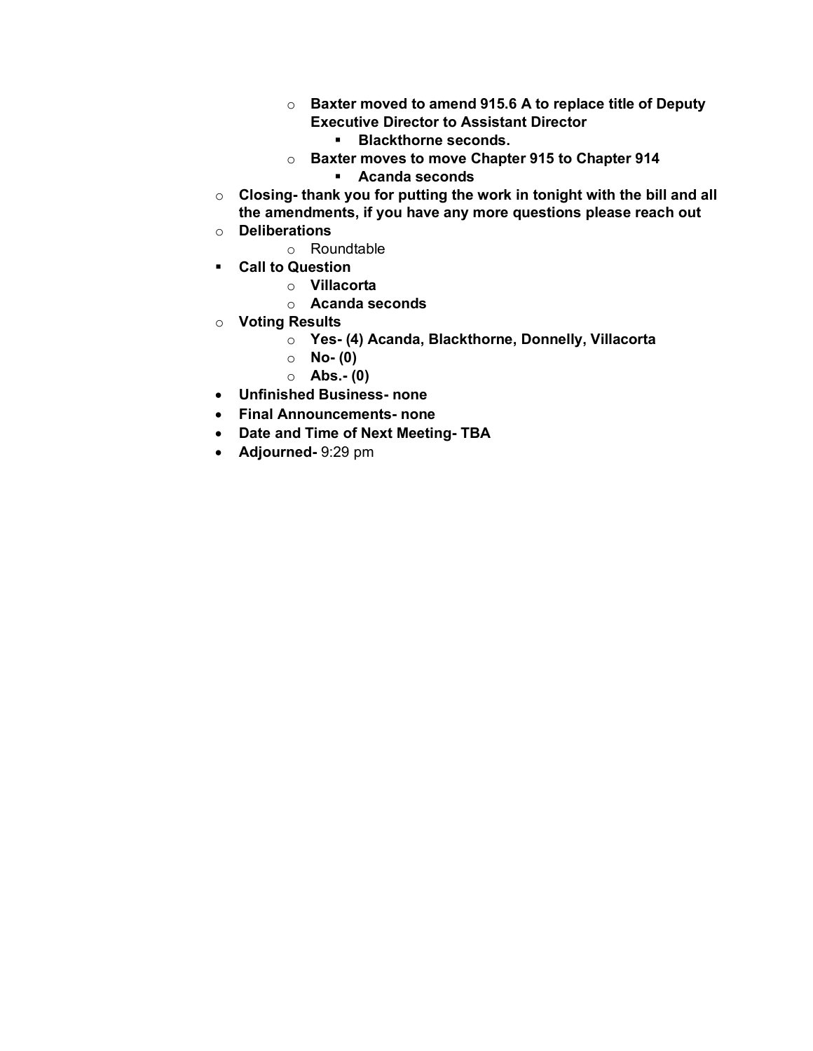- **Baxter moved to amend 915.6 A to replace title of Deputy Executive Director to Assistant Director**
            - **Blackthorne seconds.**
        - **Baxter moves to move Chapter 915 to Chapter 914**
            - **Acanda seconds**
    - **Closing- thank you for putting the work in tonight with the bill and all the amendments, if you have any more questions please reach out**
    - **Deliberations**
        - Roundtable
- **Call to Question**
        - **Villacorta**
        - **Acanda seconds**
    - **Voting Results**
        - **Yes- (4) Acanda, Blackthorne, Donnelly, Villacorta**
        - **No- (0)**
        - **Abs.- (0)**

- **Unfinished Business- none**
- **Final Announcements- none**
- **Date and Time of Next Meeting- TBA**
- **Adjourned-** 9:29 pm